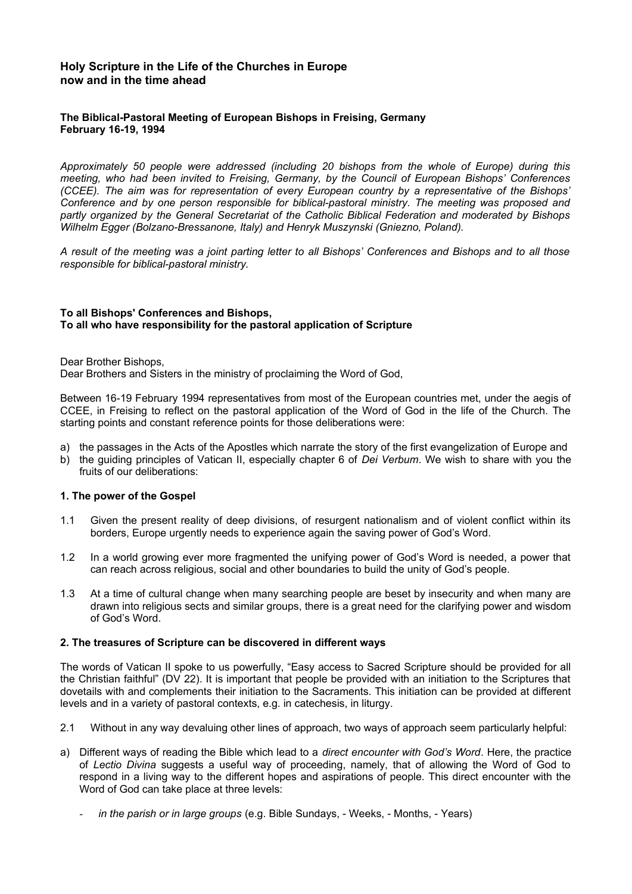## Holy Scripture in the Life of the Churches in Europe now and in the time ahead

**The Biblical-Pastoral Meeting of European Bishops in Freising, Germany February 16-19, 1994**

*Approximately 50 people were addressed (including 20 bishops from the whole of Europe) during this meeting, who had been invited to Freising, Germany, by the Council of European Bishops' Conferences (CCEE). The aim was for representation of every European country by a representative of the Bishops' Conference and by one person responsible for biblical-pastoral ministry. The meeting was proposed and partly organized by the General Secretariat of the Catholic Biblical Federation and moderated by Bishops Wilhelm Egger (Bolzano-Bressanone, Italy) and Henryk Muszynski (Gniezno, Poland).*

*A result of the meeting was a joint parting letter to all Bishops' Conferences and Bishops and to all those responsible for biblical-pastoral ministry.*

**To all Bishops' Conferences and Bishops,**
**To all who have responsibility for the pastoral application of Scripture**

Dear Brother Bishops,
Dear Brothers and Sisters in the ministry of proclaiming the Word of God,

Between 16-19 February 1994 representatives from most of the European countries met, under the aegis of CCEE, in Freising to reflect on the pastoral application of the Word of God in the life of the Church. The starting points and constant reference points for those deliberations were:

a) the passages in the Acts of the Apostles which narrate the story of the first evangelization of Europe and
b) the guiding principles of Vatican II, especially chapter 6 of *Dei Verbum*. We wish to share with you the fruits of our deliberations:

### 1. The power of the Gospel

1.1 Given the present reality of deep divisions, of resurgent nationalism and of violent conflict within its borders, Europe urgently needs to experience again the saving power of God's Word.

1.2 In a world growing ever more fragmented the unifying power of God's Word is needed, a power that can reach across religious, social and other boundaries to build the unity of God's people.

1.3 At a time of cultural change when many searching people are beset by insecurity and when many are drawn into religious sects and similar groups, there is a great need for the clarifying power and wisdom of God's Word.

### 2. The treasures of Scripture can be discovered in different ways

The words of Vatican II spoke to us powerfully, "Easy access to Sacred Scripture should be provided for all the Christian faithful" (DV 22). It is important that people be provided with an initiation to the Scriptures that dovetails with and complements their initiation to the Sacraments. This initiation can be provided at different levels and in a variety of pastoral contexts, e.g. in catechesis, in liturgy.

2.1 Without in any way devaluing other lines of approach, two ways of approach seem particularly helpful:

a) Different ways of reading the Bible which lead to a *direct encounter with God's Word*. Here, the practice of *Lectio Divina* suggests a useful way of proceeding, namely, that of allowing the Word of God to respond in a living way to the different hopes and aspirations of people. This direct encounter with the Word of God can take place at three levels:

   - *in the parish or in large groups* (e.g. Bible Sundays, - Weeks, - Months, - Years)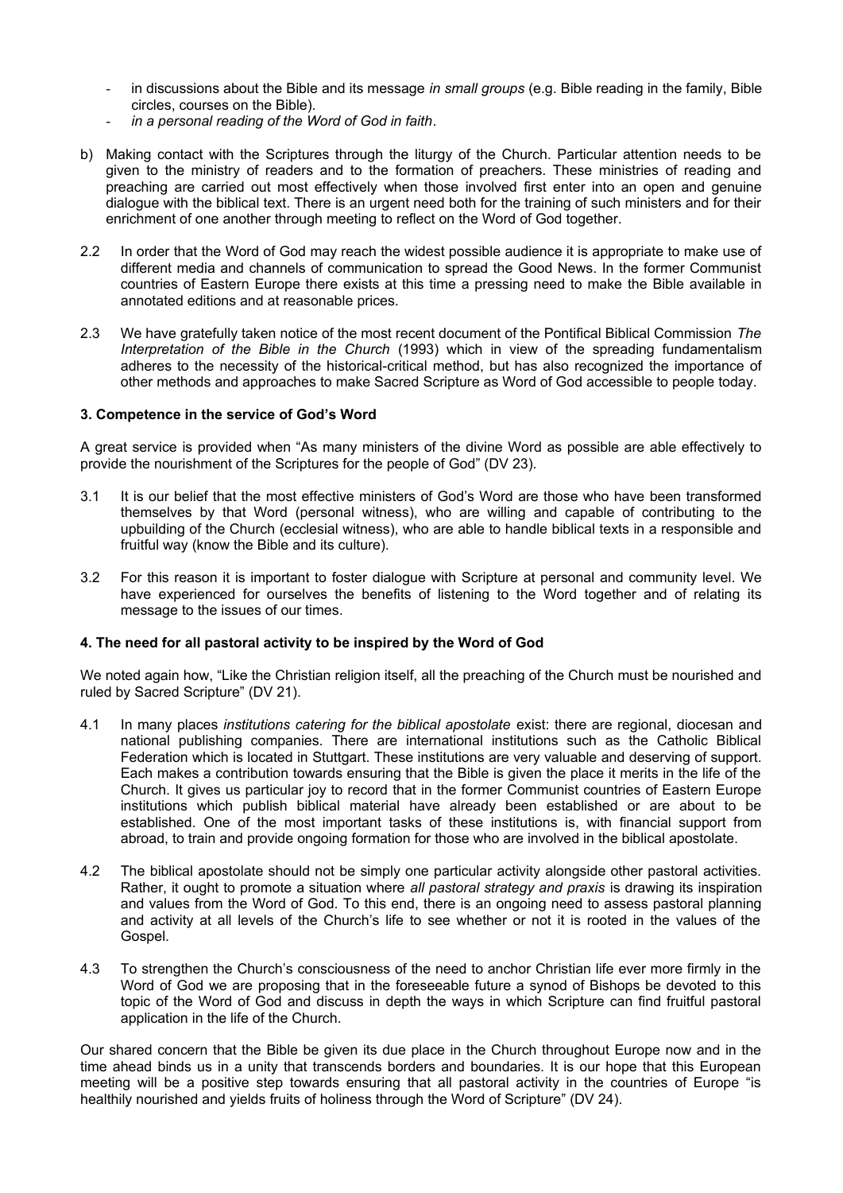- in discussions about the Bible and its message *in small groups* (e.g. Bible reading in the family, Bible circles, courses on the Bible).
- *in a personal reading of the Word of God in faith*.

b) Making contact with the Scriptures through the liturgy of the Church. Particular attention needs to be given to the ministry of readers and to the formation of preachers. These ministries of reading and preaching are carried out most effectively when those involved first enter into an open and genuine dialogue with the biblical text. There is an urgent need both for the training of such ministers and for their enrichment of one another through meeting to reflect on the Word of God together.

2.2 In order that the Word of God may reach the widest possible audience it is appropriate to make use of different media and channels of communication to spread the Good News. In the former Communist countries of Eastern Europe there exists at this time a pressing need to make the Bible available in annotated editions and at reasonable prices.

2.3 We have gratefully taken notice of the most recent document of the Pontifical Biblical Commission *The Interpretation of the Bible in the Church* (1993) which in view of the spreading fundamentalism adheres to the necessity of the historical-critical method, but has also recognized the importance of other methods and approaches to make Sacred Scripture as Word of God accessible to people today.

### 3. Competence in the service of God's Word

A great service is provided when "As many ministers of the divine Word as possible are able effectively to provide the nourishment of the Scriptures for the people of God" (DV 23).

3.1 It is our belief that the most effective ministers of God's Word are those who have been transformed themselves by that Word (personal witness), who are willing and capable of contributing to the upbuilding of the Church (ecclesial witness), who are able to handle biblical texts in a responsible and fruitful way (know the Bible and its culture).

3.2 For this reason it is important to foster dialogue with Scripture at personal and community level. We have experienced for ourselves the benefits of listening to the Word together and of relating its message to the issues of our times.

### 4. The need for all pastoral activity to be inspired by the Word of God

We noted again how, "Like the Christian religion itself, all the preaching of the Church must be nourished and ruled by Sacred Scripture" (DV 21).

4.1 In many places *institutions catering for the biblical apostolate* exist: there are regional, diocesan and national publishing companies. There are international institutions such as the Catholic Biblical Federation which is located in Stuttgart. These institutions are very valuable and deserving of support. Each makes a contribution towards ensuring that the Bible is given the place it merits in the life of the Church. It gives us particular joy to record that in the former Communist countries of Eastern Europe institutions which publish biblical material have already been established or are about to be established. One of the most important tasks of these institutions is, with financial support from abroad, to train and provide ongoing formation for those who are involved in the biblical apostolate.

4.2 The biblical apostolate should not be simply one particular activity alongside other pastoral activities. Rather, it ought to promote a situation where *all pastoral strategy and praxis* is drawing its inspiration and values from the Word of God. To this end, there is an ongoing need to assess pastoral planning and activity at all levels of the Church's life to see whether or not it is rooted in the values of the Gospel.

4.3 To strengthen the Church's consciousness of the need to anchor Christian life ever more firmly in the Word of God we are proposing that in the foreseeable future a synod of Bishops be devoted to this topic of the Word of God and discuss in depth the ways in which Scripture can find fruitful pastoral application in the life of the Church.

Our shared concern that the Bible be given its due place in the Church throughout Europe now and in the time ahead binds us in a unity that transcends borders and boundaries. It is our hope that this European meeting will be a positive step towards ensuring that all pastoral activity in the countries of Europe "is healthily nourished and yields fruits of holiness through the Word of Scripture" (DV 24).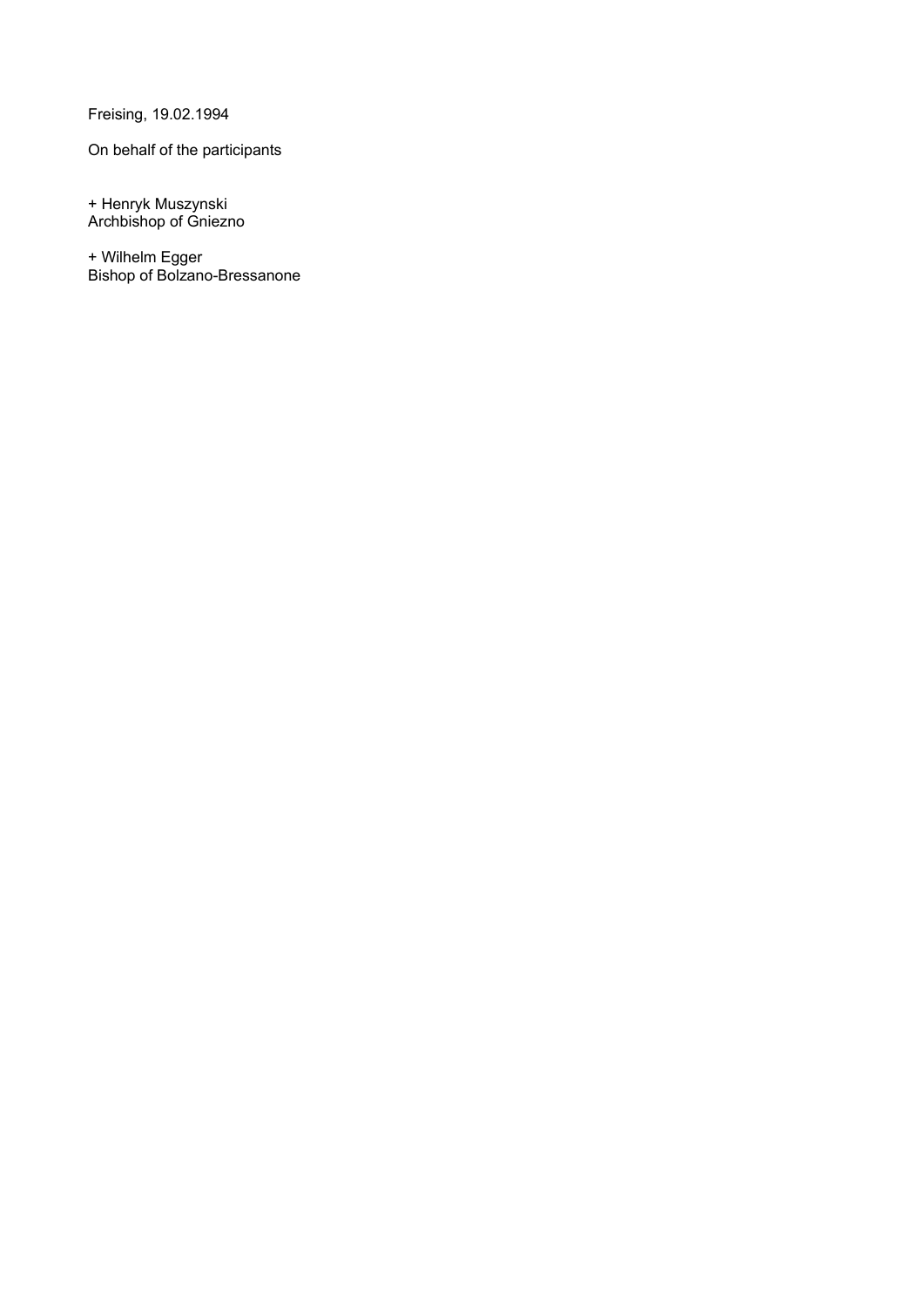Freising, 19.02.1994

On behalf of the participants

+ Henryk Muszynski
Archbishop of Gniezno

+ Wilhelm Egger
Bishop of Bolzano-Bressanone